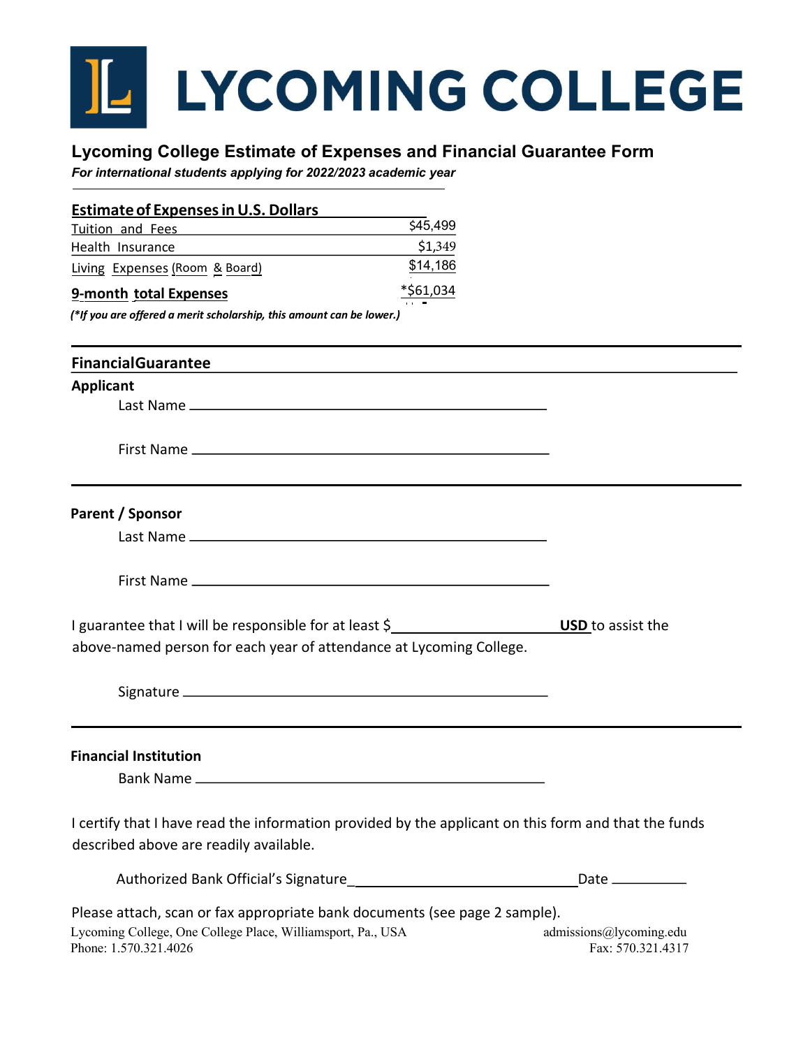# LYCOMING COLLEGE

## Lycoming College Estimate of Expenses and Financial Guarantee Form

***For international students applying for 2022/2023 academic year***

### Estimate of Expenses in U.S. Dollars

| | |
|---|---|
| Tuition and Fees | $45,499 |
| Health Insurance | $1,349 |
| Living Expenses (Room & Board) | $14,186 |
| **9-month total Expenses** | *$61,034 |

***(*If you are offered a merit scholarship, this amount can be lower.)***

### FinancialGuarantee

**Applicant**

Last Name ______________________________________________

First Name ______________________________________________

**Parent / Sponsor**

Last Name ______________________________________________

First Name ______________________________________________

I guarantee that I will be responsible for at least $____________________ **USD** to assist the above-named person for each year of attendance at Lycoming College.

Signature ______________________________________________

**Financial Institution**

Bank Name ______________________________________________

I certify that I have read the information provided by the applicant on this form and that the funds described above are readily available.

Authorized Bank Official's Signature_____________________________Date __________

Please attach, scan or fax appropriate bank documents (see page 2 sample).

Lycoming College, One College Place, Williamsport, Pa., USA
admissions@lycoming.edu
Phone: 1.570.321.4026
Fax: 570.321.4317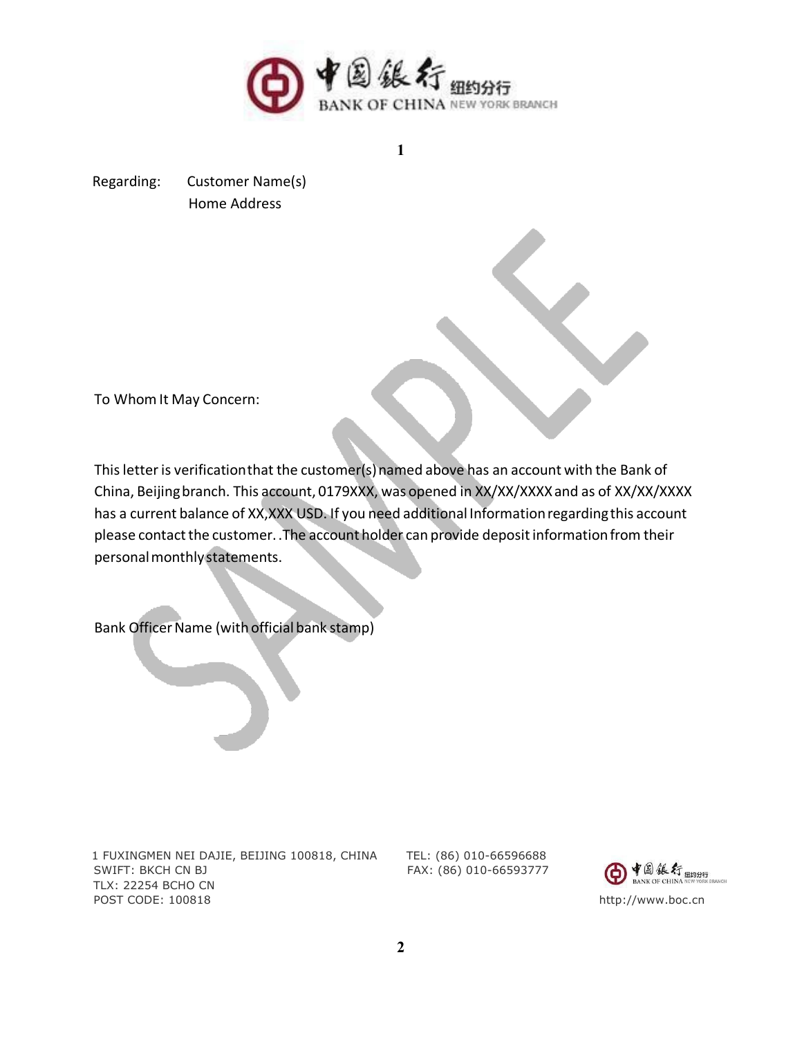BANK OF CHINA 中国银行 纽约分行 NEW YORK BRANCH

Regarding: Customer Name(s)
Home Address

To Whom It May Concern:

This letter is verification that the customer(s) named above has an account with the Bank of China, Beijing branch. This account, 0179XXX, was opened in XX/XX/XXXX and as of XX/XX/XXXX has a current balance of XX,XXX USD. If you need additional Information regarding this account please contact the customer. .The account holder can provide deposit information from their personal monthly statements.

Bank Officer Name (with official bank stamp)

1 FUXINGMEN NEI DAJIE, BEIJING 100818, CHINA
SWIFT: BKCH CN BJ
TLX: 22254 BCHO CN
POST CODE: 100818

TEL: (86) 010-66596688
FAX: (86) 010-66593777

http://www.boc.cn